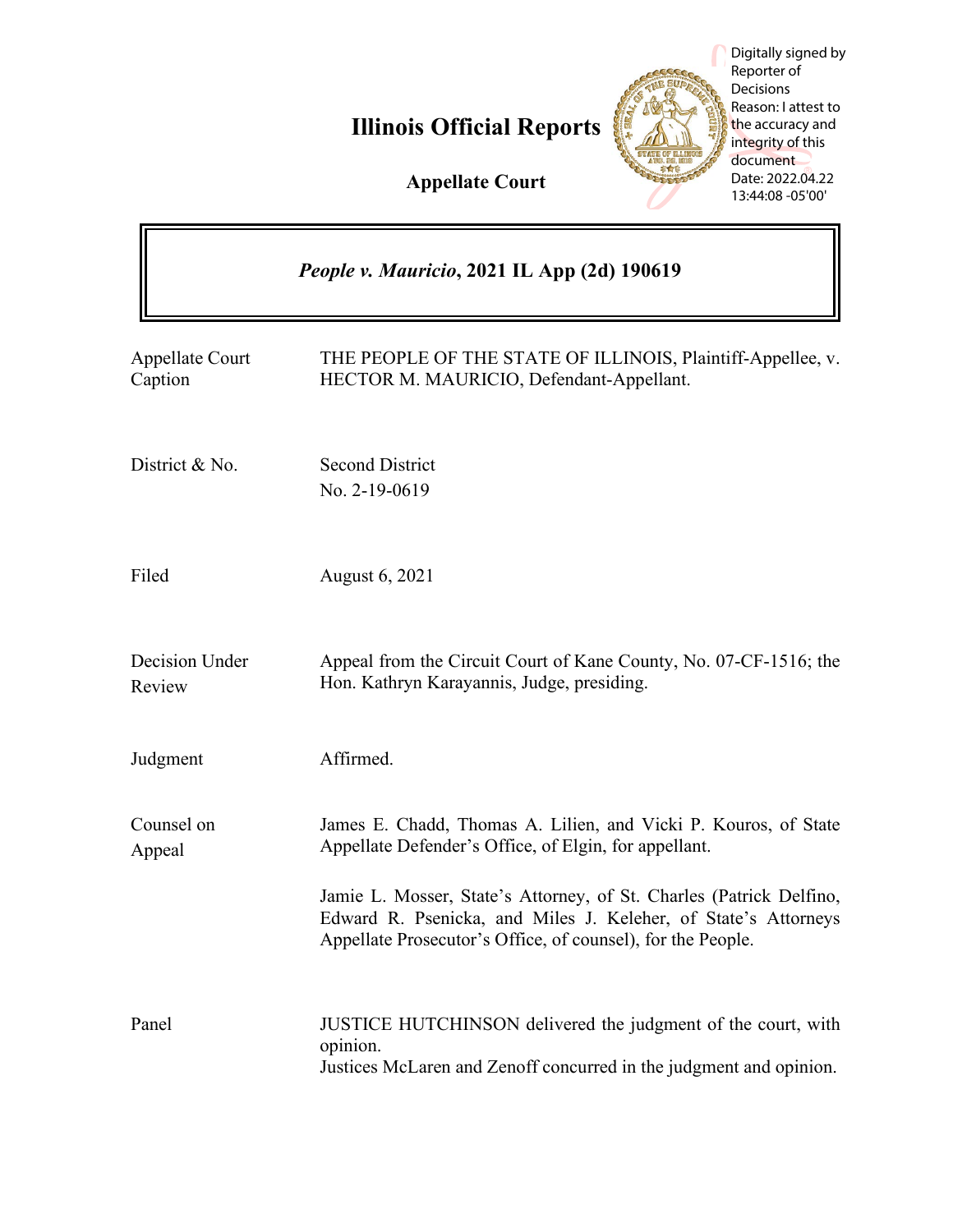# Illinois Official Reports

**Appellate Court**

Digitally signed by Reporter of Decisions
Reason: I attest to the accuracy and integrity of this document
Date: 2022.04.22 13:44:08 -05'00'

***People v. Mauricio*, 2021 IL App (2d) 190619**

| | |
|---|---|
| Appellate Court Caption | THE PEOPLE OF THE STATE OF ILLINOIS, Plaintiff-Appellee, v. HECTOR M. MAURICIO, Defendant-Appellant. |
| District & No. | Second District<br>No. 2-19-0619 |
| Filed | August 6, 2021 |
| Decision Under Review | Appeal from the Circuit Court of Kane County, No. 07-CF-1516; the Hon. Kathryn Karayannis, Judge, presiding. |
| Judgment | Affirmed. |
| Counsel on Appeal | James E. Chadd, Thomas A. Lilien, and Vicki P. Kouros, of State Appellate Defender's Office, of Elgin, for appellant.<br><br>Jamie L. Mosser, State's Attorney, of St. Charles (Patrick Delfino, Edward R. Psenicka, and Miles J. Keleher, of State's Attorneys Appellate Prosecutor's Office, of counsel), for the People. |
| Panel | JUSTICE HUTCHINSON delivered the judgment of the court, with opinion.<br>Justices McLaren and Zenoff concurred in the judgment and opinion. |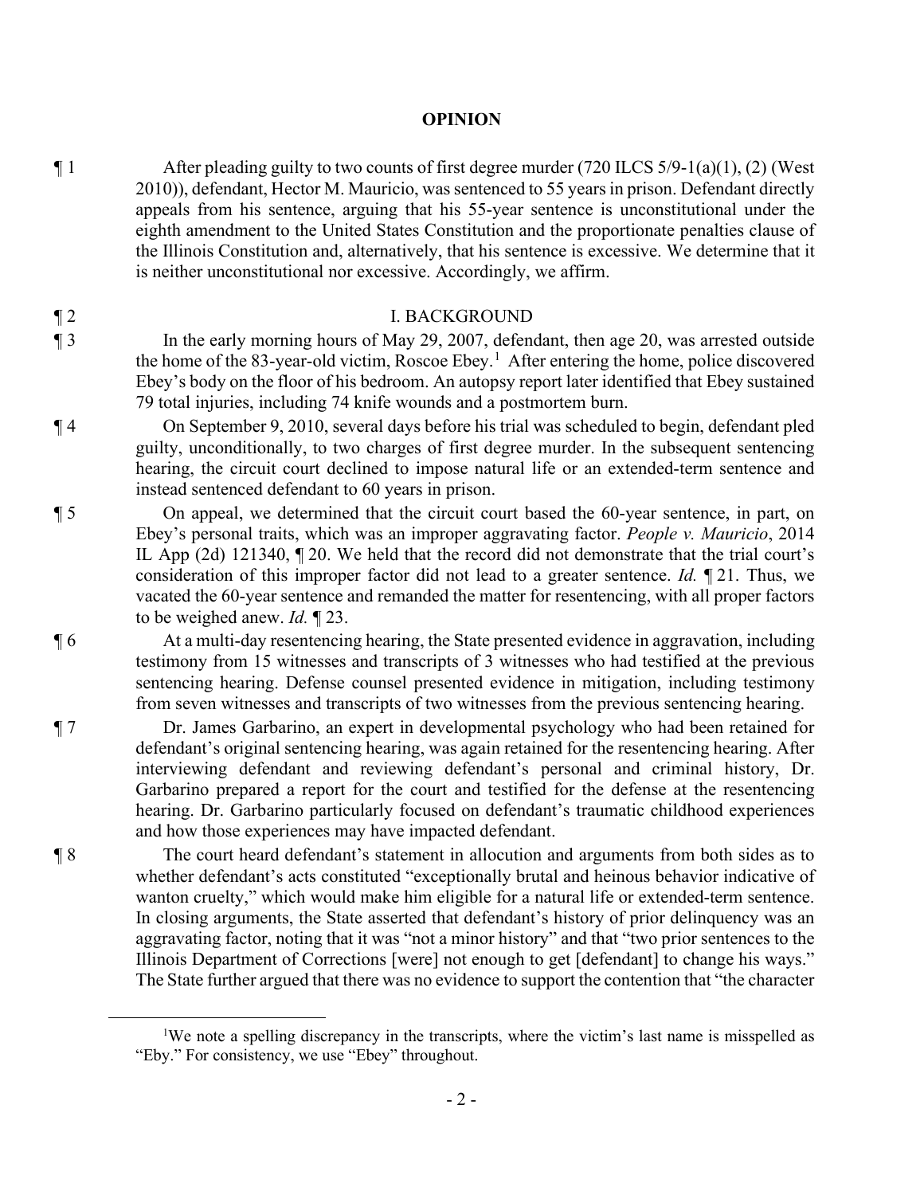## OPINION

¶ 1 After pleading guilty to two counts of first degree murder (720 ILCS 5/9-1(a)(1), (2) (West 2010)), defendant, Hector M. Mauricio, was sentenced to 55 years in prison. Defendant directly appeals from his sentence, arguing that his 55-year sentence is unconstitutional under the eighth amendment to the United States Constitution and the proportionate penalties clause of the Illinois Constitution and, alternatively, that his sentence is excessive. We determine that it is neither unconstitutional nor excessive. Accordingly, we affirm.

¶ 2 I. BACKGROUND

¶ 3 In the early morning hours of May 29, 2007, defendant, then age 20, was arrested outside the home of the 83-year-old victim, Roscoe Ebey.[1] After entering the home, police discovered Ebey's body on the floor of his bedroom. An autopsy report later identified that Ebey sustained 79 total injuries, including 74 knife wounds and a postmortem burn.

¶ 4 On September 9, 2010, several days before his trial was scheduled to begin, defendant pled guilty, unconditionally, to two charges of first degree murder. In the subsequent sentencing hearing, the circuit court declined to impose natural life or an extended-term sentence and instead sentenced defendant to 60 years in prison.

¶ 5 On appeal, we determined that the circuit court based the 60-year sentence, in part, on Ebey's personal traits, which was an improper aggravating factor. *People v. Mauricio*, 2014 IL App (2d) 121340, ¶ 20. We held that the record did not demonstrate that the trial court's consideration of this improper factor did not lead to a greater sentence. *Id.* ¶ 21. Thus, we vacated the 60-year sentence and remanded the matter for resentencing, with all proper factors to be weighed anew. *Id.* ¶ 23.

¶ 6 At a multi-day resentencing hearing, the State presented evidence in aggravation, including testimony from 15 witnesses and transcripts of 3 witnesses who had testified at the previous sentencing hearing. Defense counsel presented evidence in mitigation, including testimony from seven witnesses and transcripts of two witnesses from the previous sentencing hearing.

¶ 7 Dr. James Garbarino, an expert in developmental psychology who had been retained for defendant's original sentencing hearing, was again retained for the resentencing hearing. After interviewing defendant and reviewing defendant's personal and criminal history, Dr. Garbarino prepared a report for the court and testified for the defense at the resentencing hearing. Dr. Garbarino particularly focused on defendant's traumatic childhood experiences and how those experiences may have impacted defendant.

¶ 8 The court heard defendant's statement in allocution and arguments from both sides as to whether defendant's acts constituted "exceptionally brutal and heinous behavior indicative of wanton cruelty," which would make him eligible for a natural life or extended-term sentence. In closing arguments, the State asserted that defendant's history of prior delinquency was an aggravating factor, noting that it was "not a minor history" and that "two prior sentences to the Illinois Department of Corrections [were] not enough to get [defendant] to change his ways." The State further argued that there was no evidence to support the contention that "the character

---

[1] We note a spelling discrepancy in the transcripts, where the victim's last name is misspelled as "Eby." For consistency, we use "Ebey" throughout.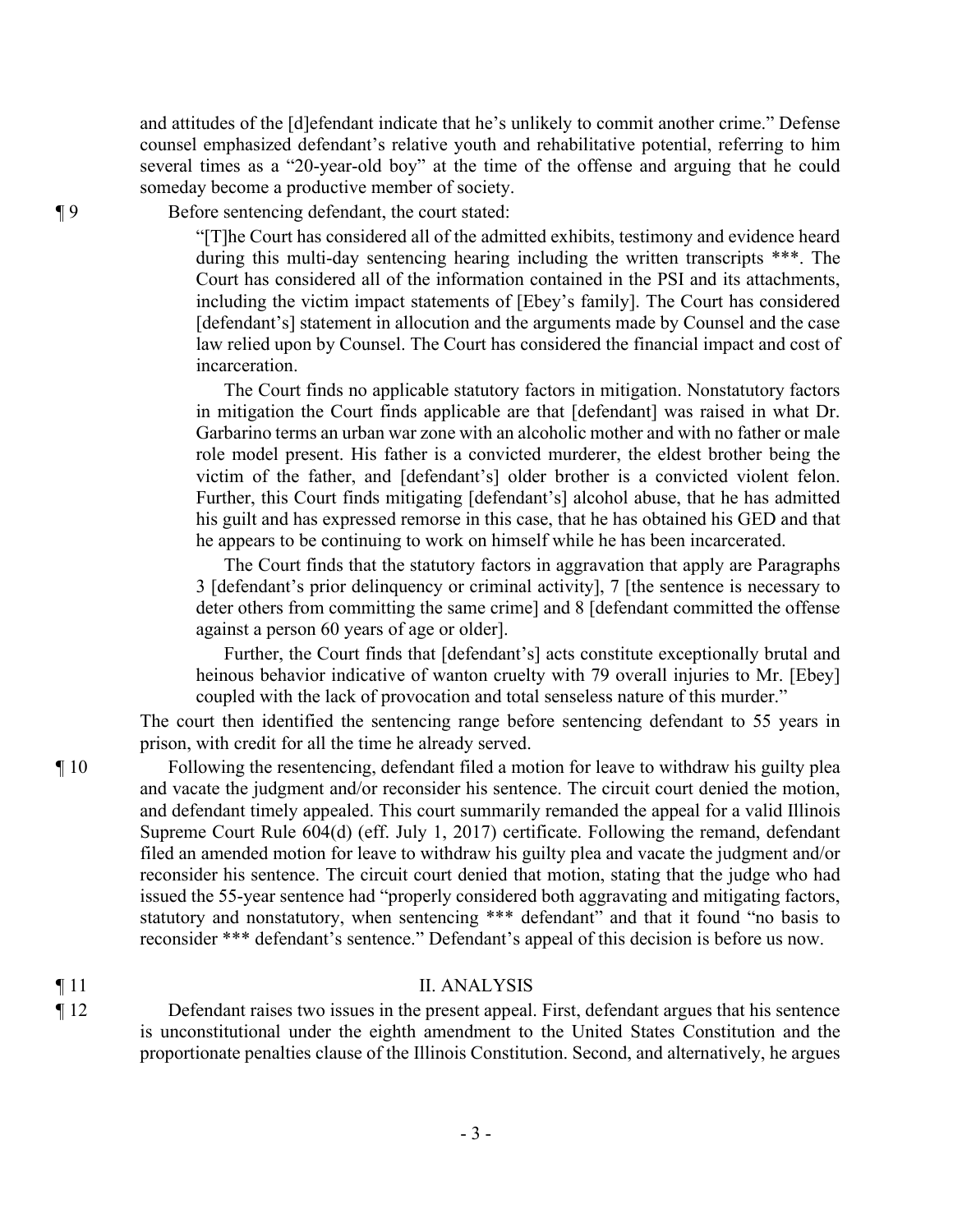and attitudes of the [d]efendant indicate that he's unlikely to commit another crime." Defense counsel emphasized defendant's relative youth and rehabilitative potential, referring to him several times as a "20-year-old boy" at the time of the offense and arguing that he could someday become a productive member of society.

¶ 9 Before sentencing defendant, the court stated:

> "[T]he Court has considered all of the admitted exhibits, testimony and evidence heard during this multi-day sentencing hearing including the written transcripts \*\*\*. The Court has considered all of the information contained in the PSI and its attachments, including the victim impact statements of [Ebey's family]. The Court has considered [defendant's] statement in allocution and the arguments made by Counsel and the case law relied upon by Counsel. The Court has considered the financial impact and cost of incarceration.
>
> The Court finds no applicable statutory factors in mitigation. Nonstatutory factors in mitigation the Court finds applicable are that [defendant] was raised in what Dr. Garbarino terms an urban war zone with an alcoholic mother and with no father or male role model present. His father is a convicted murderer, the eldest brother being the victim of the father, and [defendant's] older brother is a convicted violent felon. Further, this Court finds mitigating [defendant's] alcohol abuse, that he has admitted his guilt and has expressed remorse in this case, that he has obtained his GED and that he appears to be continuing to work on himself while he has been incarcerated.
>
> The Court finds that the statutory factors in aggravation that apply are Paragraphs 3 [defendant's prior delinquency or criminal activity], 7 [the sentence is necessary to deter others from committing the same crime] and 8 [defendant committed the offense against a person 60 years of age or older].
>
> Further, the Court finds that [defendant's] acts constitute exceptionally brutal and heinous behavior indicative of wanton cruelty with 79 overall injuries to Mr. [Ebey] coupled with the lack of provocation and total senseless nature of this murder."

The court then identified the sentencing range before sentencing defendant to 55 years in prison, with credit for all the time he already served.

¶ 10 Following the resentencing, defendant filed a motion for leave to withdraw his guilty plea and vacate the judgment and/or reconsider his sentence. The circuit court denied the motion, and defendant timely appealed. This court summarily remanded the appeal for a valid Illinois Supreme Court Rule 604(d) (eff. July 1, 2017) certificate. Following the remand, defendant filed an amended motion for leave to withdraw his guilty plea and vacate the judgment and/or reconsider his sentence. The circuit court denied that motion, stating that the judge who had issued the 55-year sentence had "properly considered both aggravating and mitigating factors, statutory and nonstatutory, when sentencing \*\*\* defendant" and that it found "no basis to reconsider \*\*\* defendant's sentence." Defendant's appeal of this decision is before us now.

## ¶ 11 II. ANALYSIS

¶ 12 Defendant raises two issues in the present appeal. First, defendant argues that his sentence is unconstitutional under the eighth amendment to the United States Constitution and the proportionate penalties clause of the Illinois Constitution. Second, and alternatively, he argues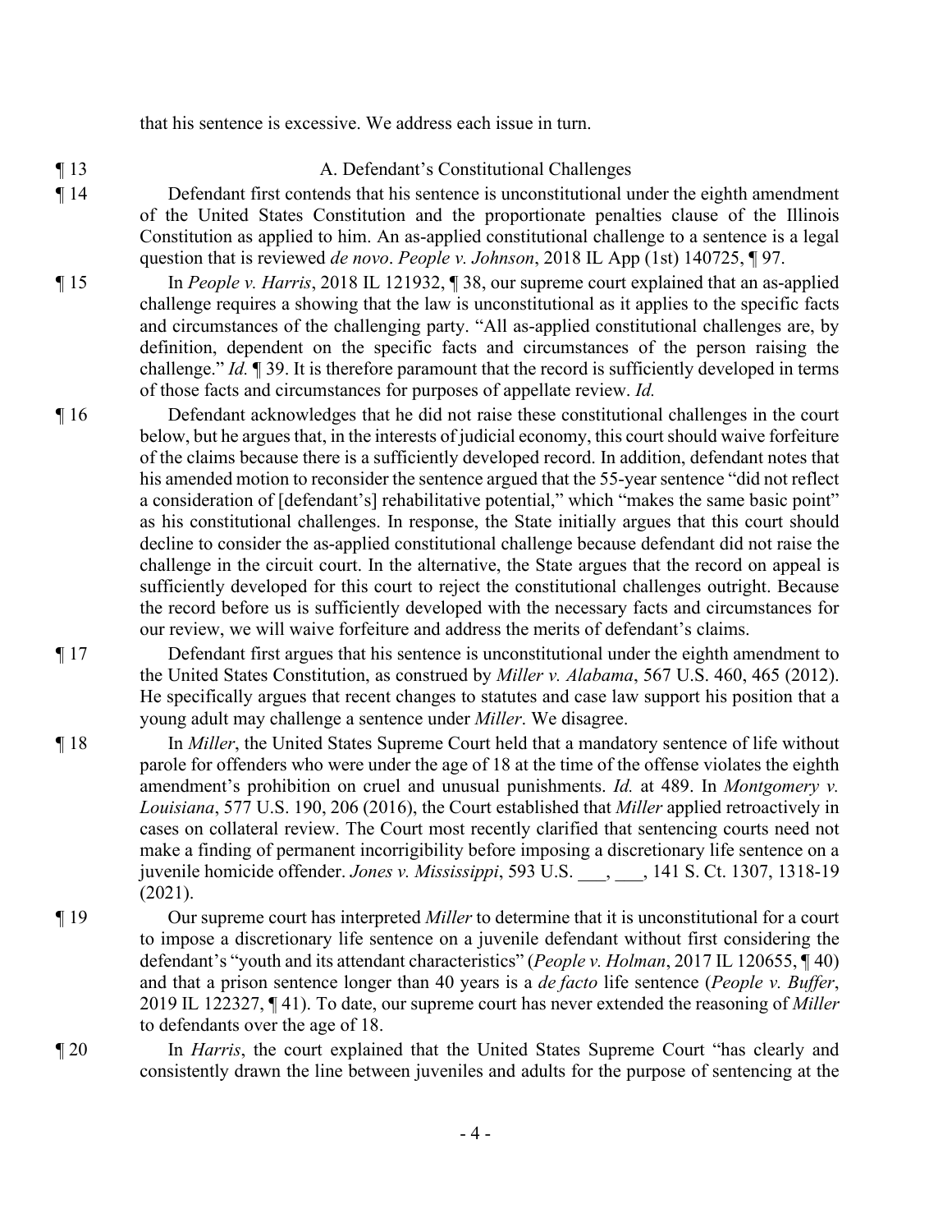that his sentence is excessive. We address each issue in turn.

¶ 13 A. Defendant's Constitutional Challenges

¶ 14 Defendant first contends that his sentence is unconstitutional under the eighth amendment of the United States Constitution and the proportionate penalties clause of the Illinois Constitution as applied to him. An as-applied constitutional challenge to a sentence is a legal question that is reviewed *de novo*. *People v. Johnson*, 2018 IL App (1st) 140725, ¶ 97.

¶ 15 In *People v. Harris*, 2018 IL 121932, ¶ 38, our supreme court explained that an as-applied challenge requires a showing that the law is unconstitutional as it applies to the specific facts and circumstances of the challenging party. "All as-applied constitutional challenges are, by definition, dependent on the specific facts and circumstances of the person raising the challenge." *Id.* ¶ 39. It is therefore paramount that the record is sufficiently developed in terms of those facts and circumstances for purposes of appellate review. *Id.*

¶ 16 Defendant acknowledges that he did not raise these constitutional challenges in the court below, but he argues that, in the interests of judicial economy, this court should waive forfeiture of the claims because there is a sufficiently developed record. In addition, defendant notes that his amended motion to reconsider the sentence argued that the 55-year sentence "did not reflect a consideration of [defendant's] rehabilitative potential," which "makes the same basic point" as his constitutional challenges. In response, the State initially argues that this court should decline to consider the as-applied constitutional challenge because defendant did not raise the challenge in the circuit court. In the alternative, the State argues that the record on appeal is sufficiently developed for this court to reject the constitutional challenges outright. Because the record before us is sufficiently developed with the necessary facts and circumstances for our review, we will waive forfeiture and address the merits of defendant's claims.

¶ 17 Defendant first argues that his sentence is unconstitutional under the eighth amendment to the United States Constitution, as construed by *Miller v. Alabama*, 567 U.S. 460, 465 (2012). He specifically argues that recent changes to statutes and case law support his position that a young adult may challenge a sentence under *Miller*. We disagree.

¶ 18 In *Miller*, the United States Supreme Court held that a mandatory sentence of life without parole for offenders who were under the age of 18 at the time of the offense violates the eighth amendment's prohibition on cruel and unusual punishments. *Id.* at 489. In *Montgomery v. Louisiana*, 577 U.S. 190, 206 (2016), the Court established that *Miller* applied retroactively in cases on collateral review. The Court most recently clarified that sentencing courts need not make a finding of permanent incorrigibility before imposing a discretionary life sentence on a juvenile homicide offender. *Jones v. Mississippi*, 593 U.S. \_\_\_, \_\_\_, 141 S. Ct. 1307, 1318-19 (2021).

¶ 19 Our supreme court has interpreted *Miller* to determine that it is unconstitutional for a court to impose a discretionary life sentence on a juvenile defendant without first considering the defendant's "youth and its attendant characteristics" (*People v. Holman*, 2017 IL 120655, ¶ 40) and that a prison sentence longer than 40 years is a *de facto* life sentence (*People v. Buffer*, 2019 IL 122327, ¶ 41). To date, our supreme court has never extended the reasoning of *Miller* to defendants over the age of 18.

¶ 20 In *Harris*, the court explained that the United States Supreme Court "has clearly and consistently drawn the line between juveniles and adults for the purpose of sentencing at the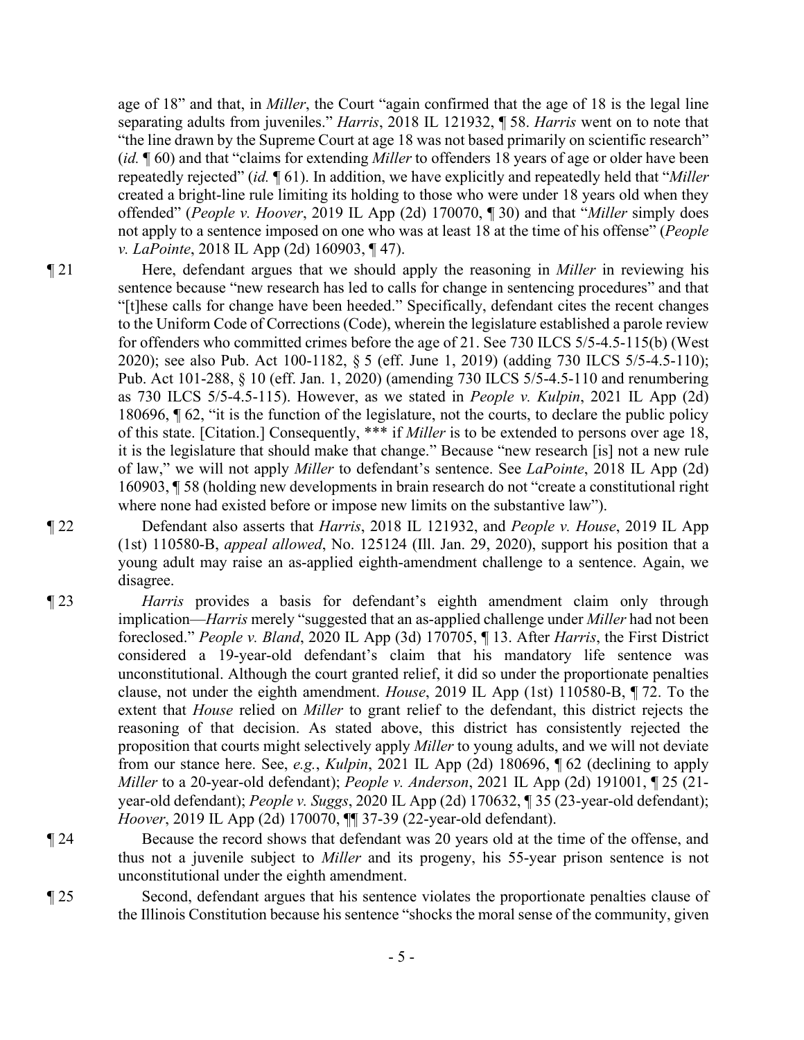age of 18" and that, in *Miller*, the Court "again confirmed that the age of 18 is the legal line separating adults from juveniles." *Harris*, 2018 IL 121932, ¶ 58. *Harris* went on to note that "the line drawn by the Supreme Court at age 18 was not based primarily on scientific research" (*id.* ¶ 60) and that "claims for extending *Miller* to offenders 18 years of age or older have been repeatedly rejected" (*id.* ¶ 61). In addition, we have explicitly and repeatedly held that "*Miller* created a bright-line rule limiting its holding to those who were under 18 years old when they offended" (*People v. Hoover*, 2019 IL App (2d) 170070, ¶ 30) and that "*Miller* simply does not apply to a sentence imposed on one who was at least 18 at the time of his offense" (*People v. LaPointe*, 2018 IL App (2d) 160903, ¶ 47).

¶ 21 Here, defendant argues that we should apply the reasoning in *Miller* in reviewing his sentence because "new research has led to calls for change in sentencing procedures" and that "[t]hese calls for change have been heeded." Specifically, defendant cites the recent changes to the Uniform Code of Corrections (Code), wherein the legislature established a parole review for offenders who committed crimes before the age of 21. See 730 ILCS 5/5-4.5-115(b) (West 2020); see also Pub. Act 100-1182, § 5 (eff. June 1, 2019) (adding 730 ILCS 5/5-4.5-110); Pub. Act 101-288, § 10 (eff. Jan. 1, 2020) (amending 730 ILCS 5/5-4.5-110 and renumbering as 730 ILCS 5/5-4.5-115). However, as we stated in *People v. Kulpin*, 2021 IL App (2d) 180696, ¶ 62, "it is the function of the legislature, not the courts, to declare the public policy of this state. [Citation.] Consequently, *** if *Miller* is to be extended to persons over age 18, it is the legislature that should make that change." Because "new research [is] not a new rule of law," we will not apply *Miller* to defendant's sentence. See *LaPointe*, 2018 IL App (2d) 160903, ¶ 58 (holding new developments in brain research do not "create a constitutional right where none had existed before or impose new limits on the substantive law").

¶ 22 Defendant also asserts that *Harris*, 2018 IL 121932, and *People v. House*, 2019 IL App (1st) 110580-B, *appeal allowed*, No. 125124 (Ill. Jan. 29, 2020), support his position that a young adult may raise an as-applied eighth-amendment challenge to a sentence. Again, we disagree.

¶ 23 *Harris* provides a basis for defendant's eighth amendment claim only through implication—*Harris* merely "suggested that an as-applied challenge under *Miller* had not been foreclosed." *People v. Bland*, 2020 IL App (3d) 170705, ¶ 13. After *Harris*, the First District considered a 19-year-old defendant's claim that his mandatory life sentence was unconstitutional. Although the court granted relief, it did so under the proportionate penalties clause, not under the eighth amendment. *House*, 2019 IL App (1st) 110580-B, ¶ 72. To the extent that *House* relied on *Miller* to grant relief to the defendant, this district rejects the reasoning of that decision. As stated above, this district has consistently rejected the proposition that courts might selectively apply *Miller* to young adults, and we will not deviate from our stance here. See, *e.g.*, *Kulpin*, 2021 IL App (2d) 180696, ¶ 62 (declining to apply *Miller* to a 20-year-old defendant); *People v. Anderson*, 2021 IL App (2d) 191001, ¶ 25 (21-year-old defendant); *People v. Suggs*, 2020 IL App (2d) 170632, ¶ 35 (23-year-old defendant); *Hoover*, 2019 IL App (2d) 170070, ¶¶ 37-39 (22-year-old defendant).

¶ 24 Because the record shows that defendant was 20 years old at the time of the offense, and thus not a juvenile subject to *Miller* and its progeny, his 55-year prison sentence is not unconstitutional under the eighth amendment.

¶ 25 Second, defendant argues that his sentence violates the proportionate penalties clause of the Illinois Constitution because his sentence "shocks the moral sense of the community, given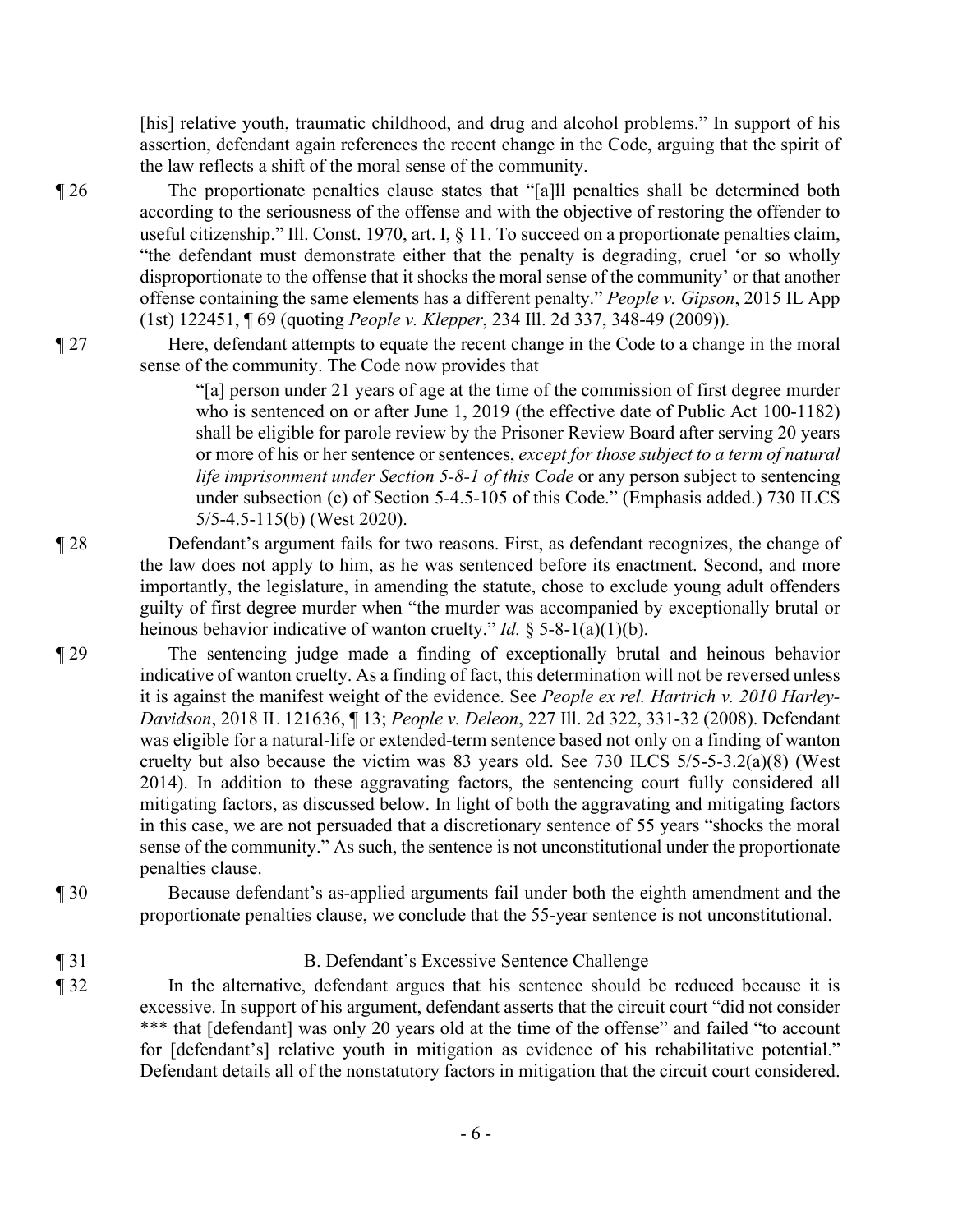[his] relative youth, traumatic childhood, and drug and alcohol problems." In support of his assertion, defendant again references the recent change in the Code, arguing that the spirit of the law reflects a shift of the moral sense of the community.

¶ 26 The proportionate penalties clause states that "[a]ll penalties shall be determined both according to the seriousness of the offense and with the objective of restoring the offender to useful citizenship." Ill. Const. 1970, art. I, § 11. To succeed on a proportionate penalties claim, "the defendant must demonstrate either that the penalty is degrading, cruel 'or so wholly disproportionate to the offense that it shocks the moral sense of the community' or that another offense containing the same elements has a different penalty." *People v. Gipson*, 2015 IL App (1st) 122451, ¶ 69 (quoting *People v. Klepper*, 234 Ill. 2d 337, 348-49 (2009)).

¶ 27 Here, defendant attempts to equate the recent change in the Code to a change in the moral sense of the community. The Code now provides that

> "[a] person under 21 years of age at the time of the commission of first degree murder who is sentenced on or after June 1, 2019 (the effective date of Public Act 100-1182) shall be eligible for parole review by the Prisoner Review Board after serving 20 years or more of his or her sentence or sentences, *except for those subject to a term of natural life imprisonment under Section 5-8-1 of this Code* or any person subject to sentencing under subsection (c) of Section 5-4.5-105 of this Code." (Emphasis added.) 730 ILCS 5/5-4.5-115(b) (West 2020).

¶ 28 Defendant's argument fails for two reasons. First, as defendant recognizes, the change of the law does not apply to him, as he was sentenced before its enactment. Second, and more importantly, the legislature, in amending the statute, chose to exclude young adult offenders guilty of first degree murder when "the murder was accompanied by exceptionally brutal or heinous behavior indicative of wanton cruelty." *Id.* § 5-8-1(a)(1)(b).

¶ 29 The sentencing judge made a finding of exceptionally brutal and heinous behavior indicative of wanton cruelty. As a finding of fact, this determination will not be reversed unless it is against the manifest weight of the evidence. See *People ex rel. Hartrich v. 2010 Harley-Davidson*, 2018 IL 121636, ¶ 13; *People v. Deleon*, 227 Ill. 2d 322, 331-32 (2008). Defendant was eligible for a natural-life or extended-term sentence based not only on a finding of wanton cruelty but also because the victim was 83 years old. See 730 ILCS 5/5-5-3.2(a)(8) (West 2014). In addition to these aggravating factors, the sentencing court fully considered all mitigating factors, as discussed below. In light of both the aggravating and mitigating factors in this case, we are not persuaded that a discretionary sentence of 55 years "shocks the moral sense of the community." As such, the sentence is not unconstitutional under the proportionate penalties clause.

¶ 30 Because defendant's as-applied arguments fail under both the eighth amendment and the proportionate penalties clause, we conclude that the 55-year sentence is not unconstitutional.

## ¶ 31 B. Defendant's Excessive Sentence Challenge

¶ 32 In the alternative, defendant argues that his sentence should be reduced because it is excessive. In support of his argument, defendant asserts that the circuit court "did not consider *** that [defendant] was only 20 years old at the time of the offense" and failed "to account for [defendant's] relative youth in mitigation as evidence of his rehabilitative potential." Defendant details all of the nonstatutory factors in mitigation that the circuit court considered.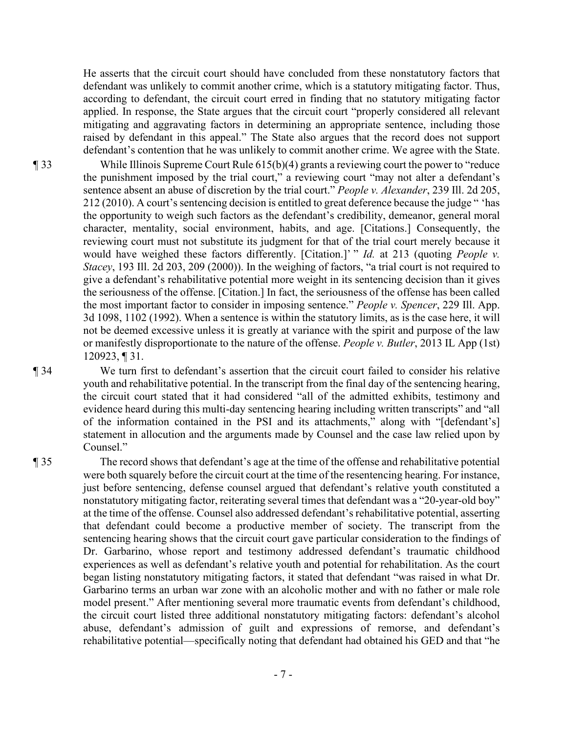He asserts that the circuit court should have concluded from these nonstatutory factors that defendant was unlikely to commit another crime, which is a statutory mitigating factor. Thus, according to defendant, the circuit court erred in finding that no statutory mitigating factor applied. In response, the State argues that the circuit court "properly considered all relevant mitigating and aggravating factors in determining an appropriate sentence, including those raised by defendant in this appeal." The State also argues that the record does not support defendant's contention that he was unlikely to commit another crime. We agree with the State.

¶ 33 While Illinois Supreme Court Rule 615(b)(4) grants a reviewing court the power to "reduce the punishment imposed by the trial court," a reviewing court "may not alter a defendant's sentence absent an abuse of discretion by the trial court." *People v. Alexander*, 239 Ill. 2d 205, 212 (2010). A court's sentencing decision is entitled to great deference because the judge " 'has the opportunity to weigh such factors as the defendant's credibility, demeanor, general moral character, mentality, social environment, habits, and age. [Citations.] Consequently, the reviewing court must not substitute its judgment for that of the trial court merely because it would have weighed these factors differently. [Citation.]' " *Id.* at 213 (quoting *People v. Stacey*, 193 Ill. 2d 203, 209 (2000)). In the weighing of factors, "a trial court is not required to give a defendant's rehabilitative potential more weight in its sentencing decision than it gives the seriousness of the offense. [Citation.] In fact, the seriousness of the offense has been called the most important factor to consider in imposing sentence." *People v. Spencer*, 229 Ill. App. 3d 1098, 1102 (1992). When a sentence is within the statutory limits, as is the case here, it will not be deemed excessive unless it is greatly at variance with the spirit and purpose of the law or manifestly disproportionate to the nature of the offense. *People v. Butler*, 2013 IL App (1st) 120923, ¶ 31.

¶ 34 We turn first to defendant's assertion that the circuit court failed to consider his relative youth and rehabilitative potential. In the transcript from the final day of the sentencing hearing, the circuit court stated that it had considered "all of the admitted exhibits, testimony and evidence heard during this multi-day sentencing hearing including written transcripts" and "all of the information contained in the PSI and its attachments," along with "[defendant's] statement in allocution and the arguments made by Counsel and the case law relied upon by Counsel."

¶ 35 The record shows that defendant's age at the time of the offense and rehabilitative potential were both squarely before the circuit court at the time of the resentencing hearing. For instance, just before sentencing, defense counsel argued that defendant's relative youth constituted a nonstatutory mitigating factor, reiterating several times that defendant was a "20-year-old boy" at the time of the offense. Counsel also addressed defendant's rehabilitative potential, asserting that defendant could become a productive member of society. The transcript from the sentencing hearing shows that the circuit court gave particular consideration to the findings of Dr. Garbarino, whose report and testimony addressed defendant's traumatic childhood experiences as well as defendant's relative youth and potential for rehabilitation. As the court began listing nonstatutory mitigating factors, it stated that defendant "was raised in what Dr. Garbarino terms an urban war zone with an alcoholic mother and with no father or male role model present." After mentioning several more traumatic events from defendant's childhood, the circuit court listed three additional nonstatutory mitigating factors: defendant's alcohol abuse, defendant's admission of guilt and expressions of remorse, and defendant's rehabilitative potential—specifically noting that defendant had obtained his GED and that "he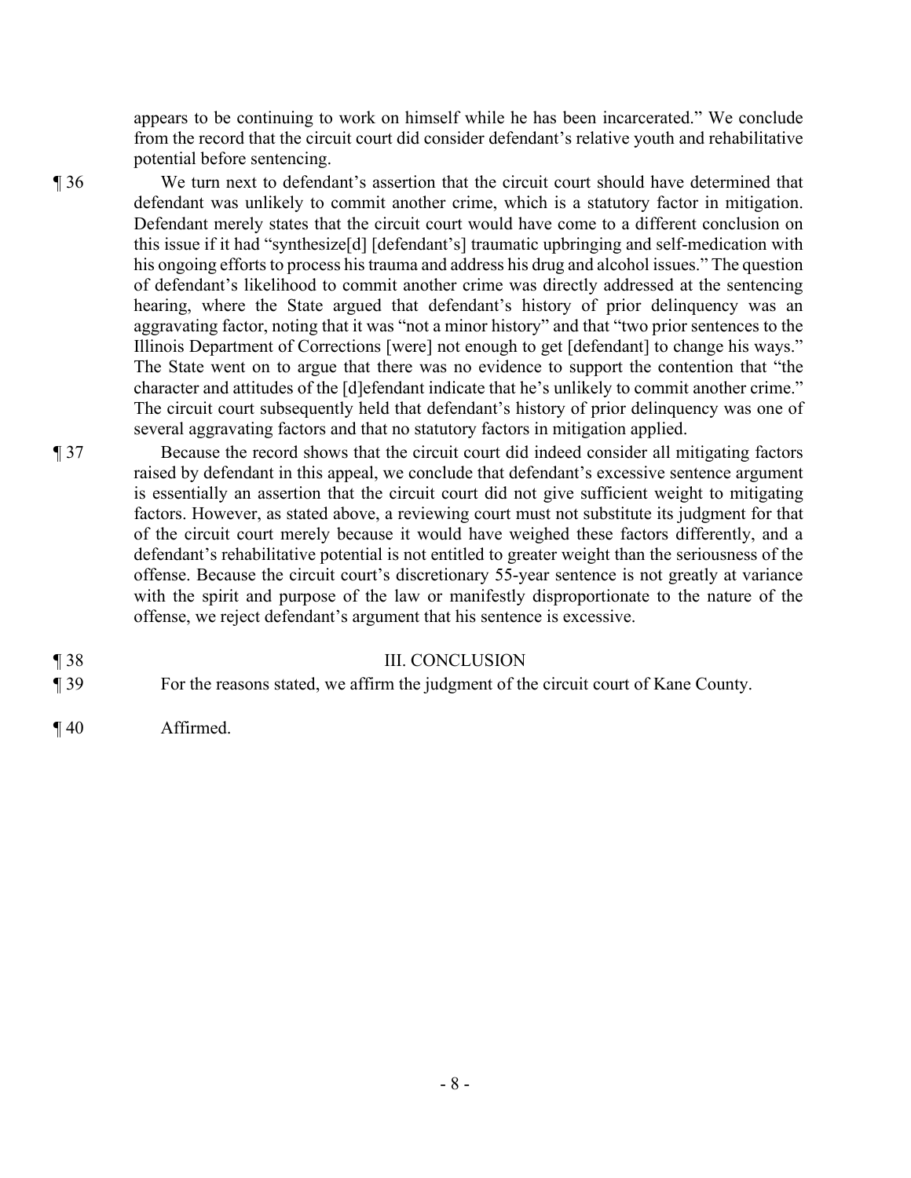appears to be continuing to work on himself while he has been incarcerated." We conclude from the record that the circuit court did consider defendant's relative youth and rehabilitative potential before sentencing.

¶ 36 We turn next to defendant's assertion that the circuit court should have determined that defendant was unlikely to commit another crime, which is a statutory factor in mitigation. Defendant merely states that the circuit court would have come to a different conclusion on this issue if it had "synthesize[d] [defendant's] traumatic upbringing and self-medication with his ongoing efforts to process his trauma and address his drug and alcohol issues." The question of defendant's likelihood to commit another crime was directly addressed at the sentencing hearing, where the State argued that defendant's history of prior delinquency was an aggravating factor, noting that it was "not a minor history" and that "two prior sentences to the Illinois Department of Corrections [were] not enough to get [defendant] to change his ways." The State went on to argue that there was no evidence to support the contention that "the character and attitudes of the [d]efendant indicate that he's unlikely to commit another crime." The circuit court subsequently held that defendant's history of prior delinquency was one of several aggravating factors and that no statutory factors in mitigation applied.

¶ 37 Because the record shows that the circuit court did indeed consider all mitigating factors raised by defendant in this appeal, we conclude that defendant's excessive sentence argument is essentially an assertion that the circuit court did not give sufficient weight to mitigating factors. However, as stated above, a reviewing court must not substitute its judgment for that of the circuit court merely because it would have weighed these factors differently, and a defendant's rehabilitative potential is not entitled to greater weight than the seriousness of the offense. Because the circuit court's discretionary 55-year sentence is not greatly at variance with the spirit and purpose of the law or manifestly disproportionate to the nature of the offense, we reject defendant's argument that his sentence is excessive.

## ¶ 38 III. CONCLUSION

¶ 39 For the reasons stated, we affirm the judgment of the circuit court of Kane County.

¶ 40 Affirmed.